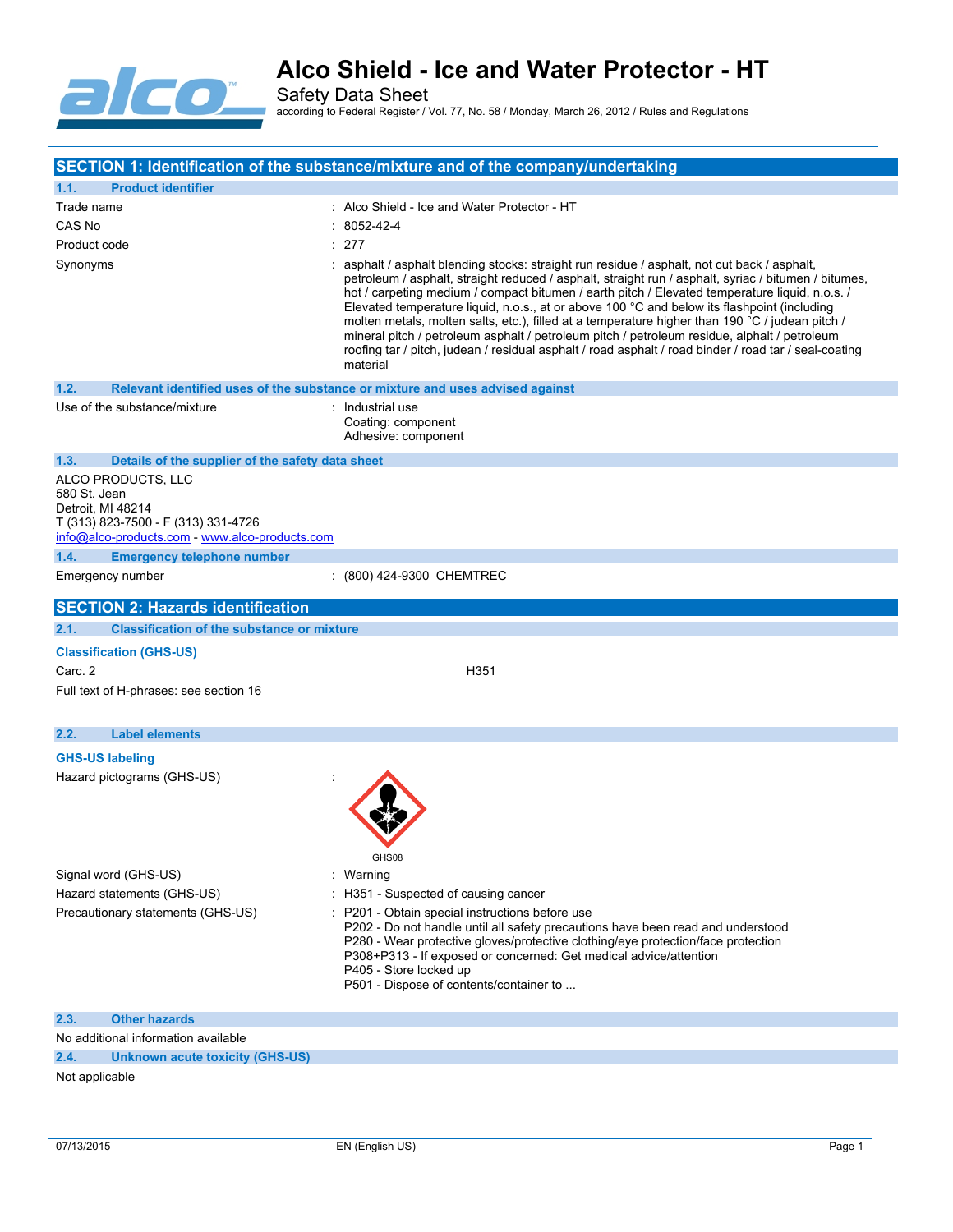# Alco Shield - Ice and Water Protector - HT

Safety Data Sheet

according to Federal Register / Vol. 77, No. 58 / Monday, March 26, 2012 / Rules and Regulations

## SECTION 1: Identification of the substance/mixture and of the company/undertaking

### 1.1. Product identifier

Trade name : Alco Shield - Ice and Water Protector - HT

CAS No : 8052-42-4

Product code : 277

Synonyms : asphalt / asphalt blending stocks: straight run residue / asphalt, not cut back / asphalt, petroleum / asphalt, straight reduced / asphalt, straight run / asphalt, syriac / bitumen / bitumes, hot / carpeting medium / compact bitumen / earth pitch / Elevated temperature liquid, n.o.s. / Elevated temperature liquid, n.o.s., at or above 100 °C and below its flashpoint (including molten metals, molten salts, etc.), filled at a temperature higher than 190 °C / judean pitch / mineral pitch / petroleum asphalt / petroleum pitch / petroleum residue, alphalt / petroleum roofing tar / pitch, judean / residual asphalt / road asphalt / road binder / road tar / seal-coating material

### 1.2. Relevant identified uses of the substance or mixture and uses advised against

Use of the substance/mixture : Industrial use
Coating: component
Adhesive: component

### 1.3. Details of the supplier of the safety data sheet

ALCO PRODUCTS, LLC
580 St. Jean
Detroit, MI 48214
T (313) 823-7500 - F (313) 331-4726
info@alco-products.com - www.alco-products.com

### 1.4. Emergency telephone number

Emergency number : (800) 424-9300 CHEMTREC

## SECTION 2: Hazards identification

### 2.1. Classification of the substance or mixture

**Classification (GHS-US)**

Carc. 2 H351

Full text of H-phrases: see section 16

### 2.2. Label elements

**GHS-US labeling**

Hazard pictograms (GHS-US) :

GHS08

Signal word (GHS-US) : Warning

Hazard statements (GHS-US) : H351 - Suspected of causing cancer

Precautionary statements (GHS-US) : P201 - Obtain special instructions before use
P202 - Do not handle until all safety precautions have been read and understood
P280 - Wear protective gloves/protective clothing/eye protection/face protection
P308+P313 - If exposed or concerned: Get medical advice/attention
P405 - Store locked up
P501 - Dispose of contents/container to ...

### 2.3. Other hazards

No additional information available

### 2.4. Unknown acute toxicity (GHS-US)

Not applicable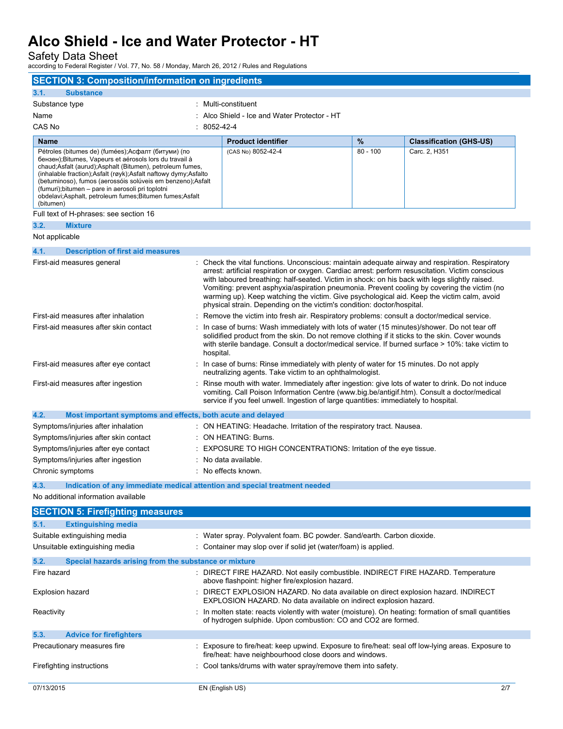## SECTION 3: Composition/information on ingredients

### 3.1. Substance

| | |
|---|---|
| Substance type | : Multi-constituent |
| Name | : Alco Shield - Ice and Water Protector - HT |
| CAS No | : 8052-42-4 |

| Name | Product identifier | % | Classification (GHS-US) |
|---|---|---|---|
| Pétroles (bitumes de) (fumées);Асфалт (битуми) (по бензен);Bitumes, Vapeurs et aérosols lors du travail à chaud;Asfalt (aurud);Asphalt (Bitumen), petroleum fumes, (inhalable fraction);Asfalt (røyk);Asfalt naftowy dymy;Asfalto (betuminoso), fumos (aerossóis solúveis em benzeno);Asfalt (fumuri);bitumen – pare in aerosoli pri toplotni obdelavi;Asphalt, petroleum fumes;Bitumen fumes;Asfalt (bitumen) | (CAS No) 8052-42-4 | 80 - 100 | Carc. 2, H351 |

Full text of H-phrases: see section 16

### 3.2. Mixture

Not applicable

### 4.1. Description of first aid measures

| | |
|---|---|
| First-aid measures general | : Check the vital functions. Unconscious: maintain adequate airway and respiration. Respiratory arrest: artificial respiration or oxygen. Cardiac arrest: perform resuscitation. Victim conscious with laboured breathing: half-seated. Victim in shock: on his back with legs slightly raised. Vomiting: prevent asphyxia/aspiration pneumonia. Prevent cooling by covering the victim (no warming up). Keep watching the victim. Give psychological aid. Keep the victim calm, avoid physical strain. Depending on the victim's condition: doctor/hospital. |
| First-aid measures after inhalation | : Remove the victim into fresh air. Respiratory problems: consult a doctor/medical service. |
| First-aid measures after skin contact | : In case of burns: Wash immediately with lots of water (15 minutes)/shower. Do not tear off solidified product from the skin. Do not remove clothing if it sticks to the skin. Cover wounds with sterile bandage. Consult a doctor/medical service. If burned surface > 10%: take victim to hospital. |
| First-aid measures after eye contact | : In case of burns: Rinse immediately with plenty of water for 15 minutes. Do not apply neutralizing agents. Take victim to an ophthalmologist. |
| First-aid measures after ingestion | : Rinse mouth with water. Immediately after ingestion: give lots of water to drink. Do not induce vomiting. Call Poison Information Centre (www.big.be/antigif.htm). Consult a doctor/medical service if you feel unwell. Ingestion of large quantities: immediately to hospital. |

### 4.2. Most important symptoms and effects, both acute and delayed

| | |
|---|---|
| Symptoms/injuries after inhalation | : ON HEATING: Headache. Irritation of the respiratory tract. Nausea. |
| Symptoms/injuries after skin contact | : ON HEATING: Burns. |
| Symptoms/injuries after eye contact | : EXPOSURE TO HIGH CONCENTRATIONS: Irritation of the eye tissue. |
| Symptoms/injuries after ingestion | : No data available. |
| Chronic symptoms | : No effects known. |

### 4.3. Indication of any immediate medical attention and special treatment needed

No additional information available

## SECTION 5: Firefighting measures

### 5.1. Extinguishing media

| | |
|---|---|
| Suitable extinguishing media | : Water spray. Polyvalent foam. BC powder. Sand/earth. Carbon dioxide. |
| Unsuitable extinguishing media | : Container may slop over if solid jet (water/foam) is applied. |

### 5.2. Special hazards arising from the substance or mixture

| | |
|---|---|
| Fire hazard | : DIRECT FIRE HAZARD. Not easily combustible. INDIRECT FIRE HAZARD. Temperature above flashpoint: higher fire/explosion hazard. |
| Explosion hazard | : DIRECT EXPLOSION HAZARD. No data available on direct explosion hazard. INDIRECT EXPLOSION HAZARD. No data available on indirect explosion hazard. |
| Reactivity | : In molten state: reacts violently with water (moisture). On heating: formation of small quantities of hydrogen sulphide. Upon combustion: CO and CO2 are formed. |

### 5.3. Advice for firefighters

| | |
|---|---|
| Precautionary measures fire | : Exposure to fire/heat: keep upwind. Exposure to fire/heat: seal off low-lying areas. Exposure to fire/heat: have neighbourhood close doors and windows. |
| Firefighting instructions | : Cool tanks/drums with water spray/remove them into safety. |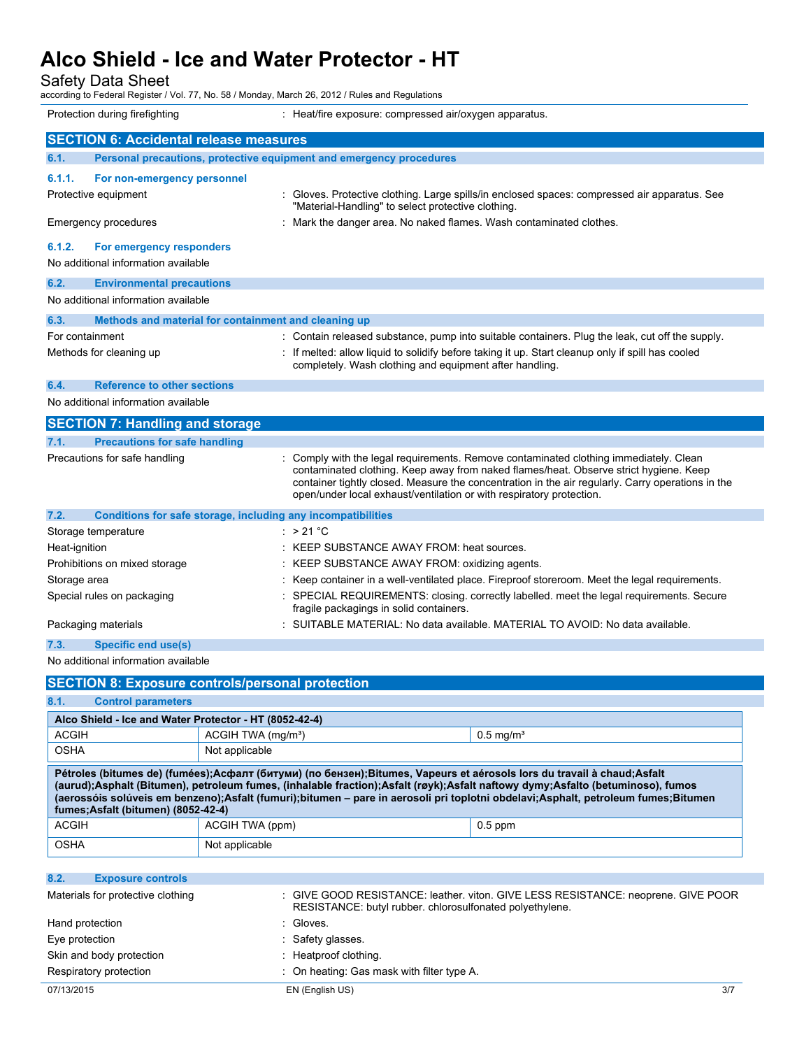Protection during firefighting : Heat/fire exposure: compressed air/oxygen apparatus.

## SECTION 6: Accidental release measures

### 6.1. Personal precautions, protective equipment and emergency procedures

#### 6.1.1. For non-emergency personnel

Protective equipment : Gloves. Protective clothing. Large spills/in enclosed spaces: compressed air apparatus. See "Material-Handling" to select protective clothing.

Emergency procedures : Mark the danger area. No naked flames. Wash contaminated clothes.

#### 6.1.2. For emergency responders

No additional information available

### 6.2. Environmental precautions

No additional information available

### 6.3. Methods and material for containment and cleaning up

For containment : Contain released substance, pump into suitable containers. Plug the leak, cut off the supply.

Methods for cleaning up : If melted: allow liquid to solidify before taking it up. Start cleanup only if spill has cooled completely. Wash clothing and equipment after handling.

### 6.4. Reference to other sections

No additional information available

## SECTION 7: Handling and storage

### 7.1. Precautions for safe handling

Precautions for safe handling : Comply with the legal requirements. Remove contaminated clothing immediately. Clean contaminated clothing. Keep away from naked flames/heat. Observe strict hygiene. Keep container tightly closed. Measure the concentration in the air regularly. Carry operations in the open/under local exhaust/ventilation or with respiratory protection.

### 7.2. Conditions for safe storage, including any incompatibilities

Storage temperature : > 21 °C

Heat-ignition : KEEP SUBSTANCE AWAY FROM: heat sources.

Prohibitions on mixed storage : KEEP SUBSTANCE AWAY FROM: oxidizing agents.

Storage area : Keep container in a well-ventilated place. Fireproof storeroom. Meet the legal requirements.

Special rules on packaging : SPECIAL REQUIREMENTS: closing. correctly labelled. meet the legal requirements. Secure fragile packagings in solid containers.

Packaging materials : SUITABLE MATERIAL: No data available. MATERIAL TO AVOID: No data available.

### 7.3. Specific end use(s)

No additional information available

## SECTION 8: Exposure controls/personal protection

### 8.1. Control parameters

| Alco Shield - Ice and Water Protector - HT (8052-42-4) | | |
|---|---|---|
| ACGIH | ACGIH TWA (mg/m³) | 0.5 mg/m³ |
| OSHA | Not applicable | |

| Pétroles (bitumes de) (fumées);Асфалт (битуми) (по бензен);Bitumes, Vapeurs et aérosols lors du travail à chaud;Asfalt (aurud);Asphalt (Bitumen), petroleum fumes, (inhalable fraction);Asfalt (røyk);Asfalt naftowy dymy;Asfalto (betuminoso), fumos (aerossóis solúveis em benzeno);Asfalt (fumuri);bitumen – pare in aerosoli pri toplotni obdelavi;Asphalt, petroleum fumes;Bitumen fumes;Asfalt (bitumen) (8052-42-4) | | |
|---|---|---|
| ACGIH | ACGIH TWA (ppm) | 0.5 ppm |
| OSHA | Not applicable | |

### 8.2. Exposure controls

Materials for protective clothing : GIVE GOOD RESISTANCE: leather. viton. GIVE LESS RESISTANCE: neoprene. GIVE POOR RESISTANCE: butyl rubber. chlorosulfonated polyethylene.

Hand protection : Gloves.

Eye protection : Safety glasses.

Skin and body protection : Heatproof clothing.

Respiratory protection : On heating: Gas mask with filter type A.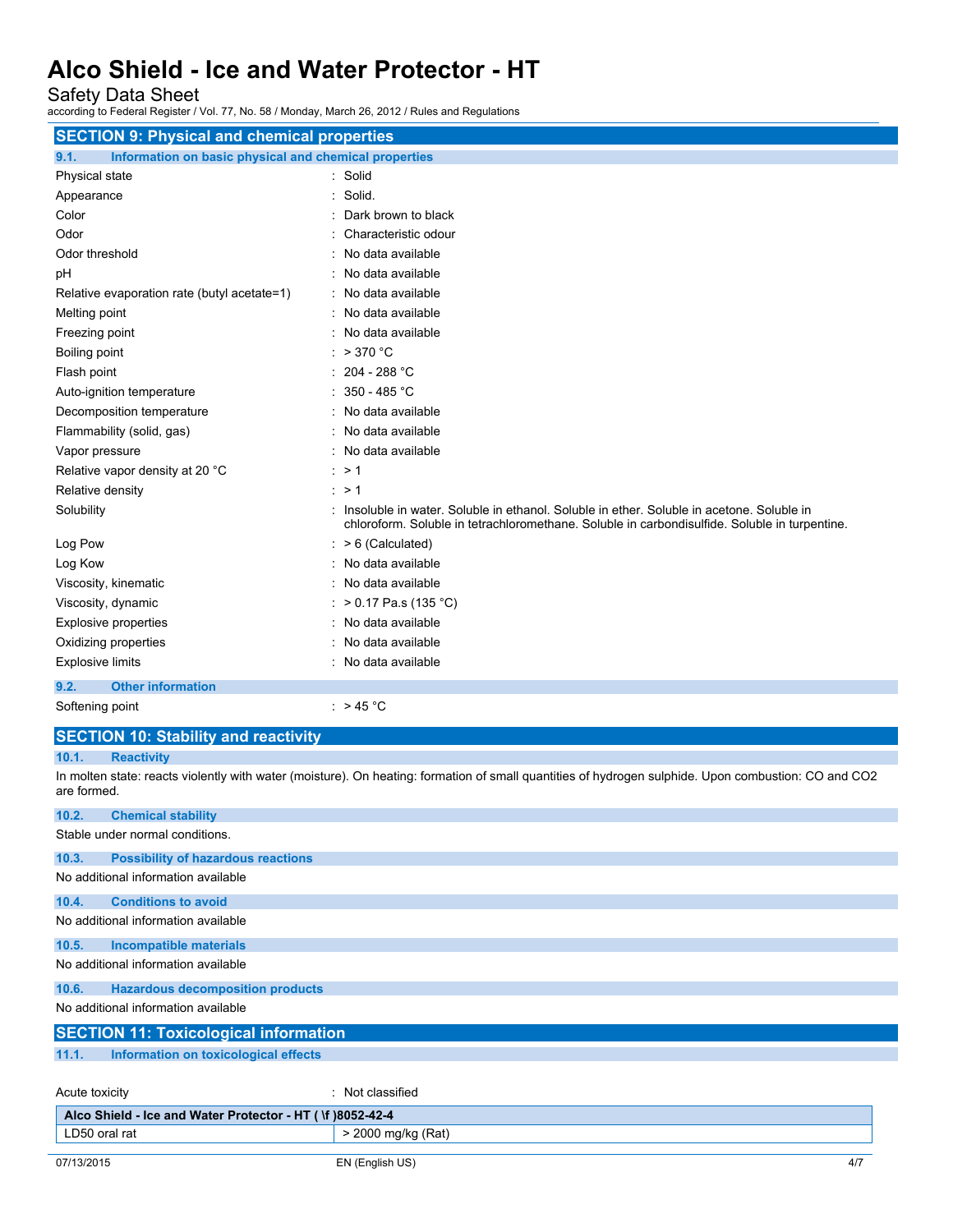## SECTION 9: Physical and chemical properties

### 9.1. Information on basic physical and chemical properties

| | |
|---|---|
| Physical state | : Solid |
| Appearance | : Solid. |
| Color | : Dark brown to black |
| Odor | : Characteristic odour |
| Odor threshold | : No data available |
| pH | : No data available |
| Relative evaporation rate (butyl acetate=1) | : No data available |
| Melting point | : No data available |
| Freezing point | : No data available |
| Boiling point | : > 370 °C |
| Flash point | : 204 - 288 °C |
| Auto-ignition temperature | : 350 - 485 °C |
| Decomposition temperature | : No data available |
| Flammability (solid, gas) | : No data available |
| Vapor pressure | : No data available |
| Relative vapor density at 20 °C | : > 1 |
| Relative density | : > 1 |
| Solubility | : Insoluble in water. Soluble in ethanol. Soluble in ether. Soluble in acetone. Soluble in chloroform. Soluble in tetrachloromethane. Soluble in carbondisulfide. Soluble in turpentine. |
| Log Pow | : > 6 (Calculated) |
| Log Kow | : No data available |
| Viscosity, kinematic | : No data available |
| Viscosity, dynamic | : > 0.17 Pa.s (135 °C) |
| Explosive properties | : No data available |
| Oxidizing properties | : No data available |
| Explosive limits | : No data available |

### 9.2. Other information

| | |
|---|---|
| Softening point | : > 45 °C |

## SECTION 10: Stability and reactivity

### 10.1. Reactivity

In molten state: reacts violently with water (moisture). On heating: formation of small quantities of hydrogen sulphide. Upon combustion: CO and $CO_2$ are formed.

### 10.2. Chemical stability

Stable under normal conditions.

### 10.3. Possibility of hazardous reactions

No additional information available

### 10.4. Conditions to avoid

No additional information available

### 10.5. Incompatible materials

No additional information available

### 10.6. Hazardous decomposition products

No additional information available

## SECTION 11: Toxicological information

### 11.1. Information on toxicological effects

Acute toxicity : Not classified

| Alco Shield - Ice and Water Protector - HT ( \f )8052-42-4 | |
|---|---|
| LD50 oral rat | > 2000 mg/kg (Rat) |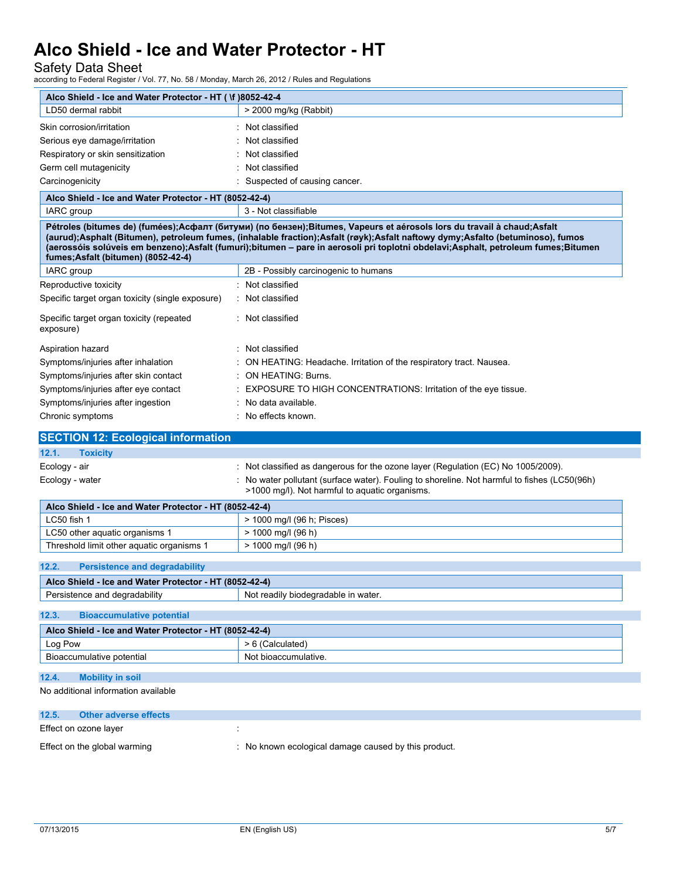| Alco Shield - Ice and Water Protector - HT ( \f )8052-42-4 | |
|---|---|
| LD50 dermal rabbit | > 2000 mg/kg (Rabbit) |

Skin corrosion/irritation : Not classified

Serious eye damage/irritation : Not classified

Respiratory or skin sensitization : Not classified

Germ cell mutagenicity : Not classified

Carcinogenicity : Suspected of causing cancer.

| Alco Shield - Ice and Water Protector - HT (8052-42-4) | |
|---|---|
| IARC group | 3 - Not classifiable |

| Pétroles (bitumes de) (fumées);Асфалт (битуми) (по бензен);Bitumes, Vapeurs et aérosols lors du travail à chaud;Asfalt (aurud);Asphalt (Bitumen), petroleum fumes, (inhalable fraction);Asfalt (røyk);Asfalt naftowy dymy;Asfalto (betuminoso), fumos (aerossóis solúveis em benzeno);Asfalt (fumuri);bitumen – pare in aerosoli pri toplotni obdelavi;Asphalt, petroleum fumes;Bitumen fumes;Asfalt (bitumen) (8052-42-4) | |
|---|---|
| IARC group | 2B - Possibly carcinogenic to humans |

Reproductive toxicity : Not classified

Specific target organ toxicity (single exposure) : Not classified

Specific target organ toxicity (repeated exposure) : Not classified

Aspiration hazard : Not classified

Symptoms/injuries after inhalation : ON HEATING: Headache. Irritation of the respiratory tract. Nausea.

Symptoms/injuries after skin contact : ON HEATING: Burns.

Symptoms/injuries after eye contact : EXPOSURE TO HIGH CONCENTRATIONS: Irritation of the eye tissue.

Symptoms/injuries after ingestion : No data available.

Chronic symptoms : No effects known.

## SECTION 12: Ecological information

### 12.1. Toxicity

Ecology - air : Not classified as dangerous for the ozone layer (Regulation (EC) No 1005/2009).

Ecology - water : No water pollutant (surface water). Fouling to shoreline. Not harmful to fishes (LC50(96h) >1000 mg/l). Not harmful to aquatic organisms.

| Alco Shield - Ice and Water Protector - HT (8052-42-4) | |
|---|---|
| LC50 fish 1 | > 1000 mg/l (96 h; Pisces) |
| LC50 other aquatic organisms 1 | > 1000 mg/l (96 h) |
| Threshold limit other aquatic organisms 1 | > 1000 mg/l (96 h) |

### 12.2. Persistence and degradability

| Alco Shield - Ice and Water Protector - HT (8052-42-4) | |
|---|---|
| Persistence and degradability | Not readily biodegradable in water. |

### 12.3. Bioaccumulative potential

| Alco Shield - Ice and Water Protector - HT (8052-42-4) | |
|---|---|
| Log Pow | > 6 (Calculated) |
| Bioaccumulative potential | Not bioaccumulative. |

### 12.4. Mobility in soil

No additional information available

### 12.5. Other adverse effects

Effect on ozone layer :

Effect on the global warming : No known ecological damage caused by this product.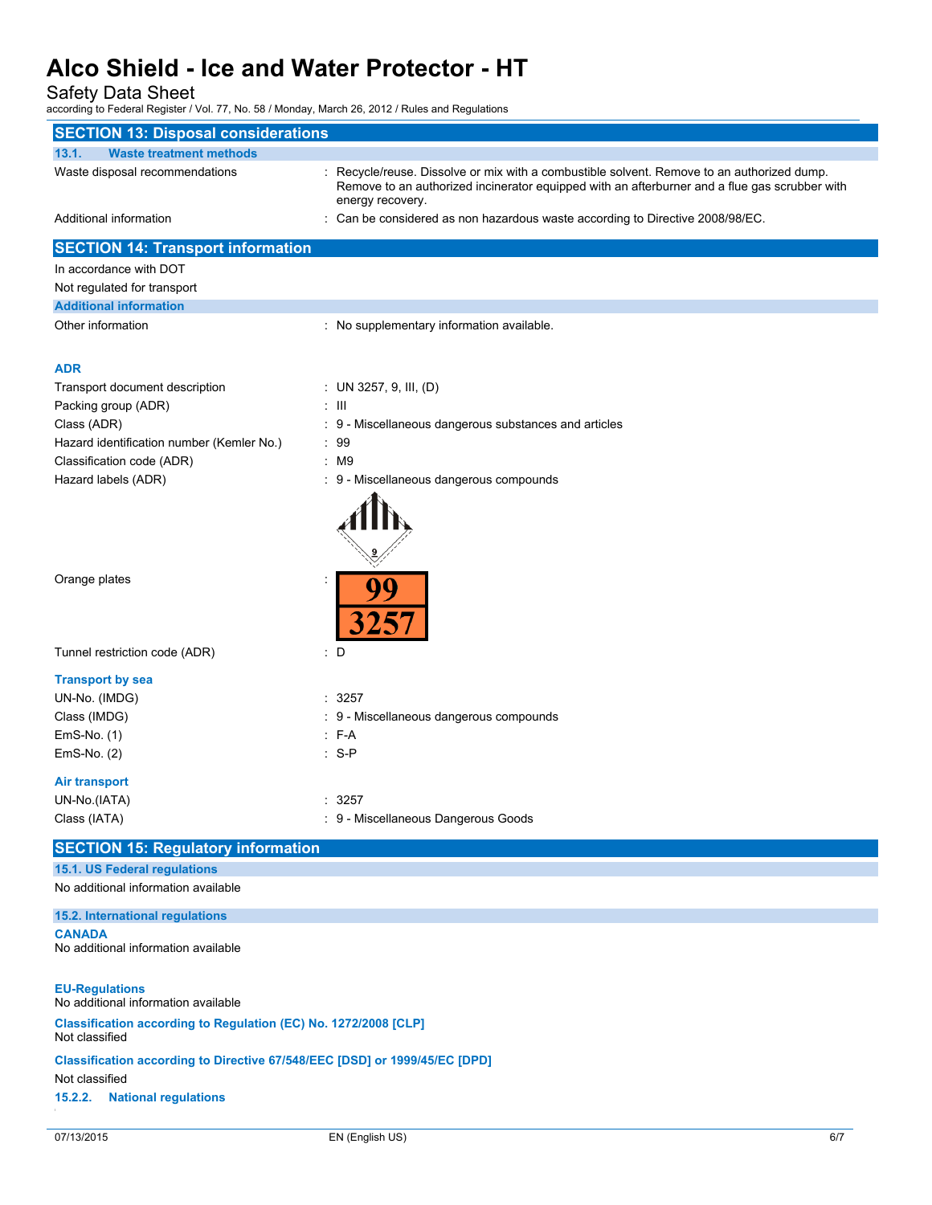## SECTION 13: Disposal considerations

### 13.1. Waste treatment methods

Waste disposal recommendations : Recycle/reuse. Dissolve or mix with a combustible solvent. Remove to an authorized dump. Remove to an authorized incinerator equipped with an afterburner and a flue gas scrubber with energy recovery.

Additional information : Can be considered as non hazardous waste according to Directive 2008/98/EC.

## SECTION 14: Transport information

In accordance with DOT

Not regulated for transport

### Additional information

Other information : No supplementary information available.

**ADR**

Transport document description : UN 3257, 9, III, (D)

Packing group (ADR) : III

Class (ADR) : 9 - Miscellaneous dangerous substances and articles

Hazard identification number (Kemler No.) : 99

Classification code (ADR) : M9

Hazard labels (ADR) : 9 - Miscellaneous dangerous compounds

Orange plates : 99 / 3257

Tunnel restriction code (ADR) : D

**Transport by sea**

UN-No. (IMDG) : 3257

Class (IMDG) : 9 - Miscellaneous dangerous compounds

EmS-No. (1) : F-A

EmS-No. (2) : S-P

**Air transport**

UN-No.(IATA) : 3257

Class (IATA) : 9 - Miscellaneous Dangerous Goods

## SECTION 15: Regulatory information

### 15.1. US Federal regulations

No additional information available

### 15.2. International regulations

**CANADA**

No additional information available

**EU-Regulations**

No additional information available

**Classification according to Regulation (EC) No. 1272/2008 [CLP]**

Not classified

**Classification according to Directive 67/548/EEC [DSD] or 1999/45/EC [DPD]**

Not classified

### 15.2.2. National regulations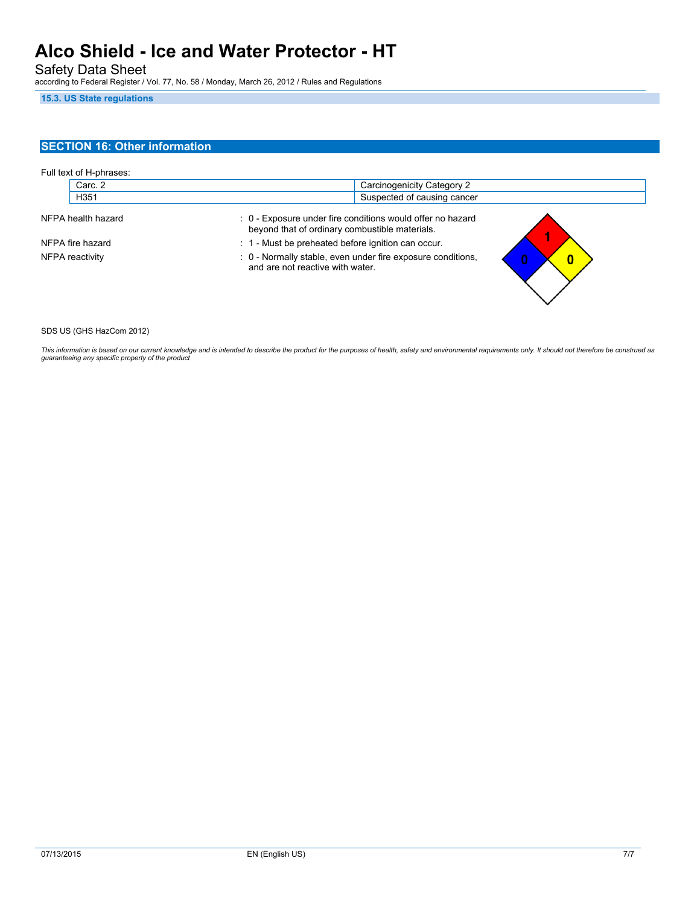#### 15.3. US State regulations

## SECTION 16: Other information

Full text of H-phrases:

| | |
|---|---|
| Carc. 2 | Carcinogenicity Category 2 |
| H351 | Suspected of causing cancer |

NFPA health hazard : 0 - Exposure under fire conditions would offer no hazard beyond that of ordinary combustible materials.

NFPA fire hazard : 1 - Must be preheated before ignition can occur.

NFPA reactivity : 0 - Normally stable, even under fire exposure conditions, and are not reactive with water.

1

0

0

SDS US (GHS HazCom 2012)

*This information is based on our current knowledge and is intended to describe the product for the purposes of health, safety and environmental requirements only. It should not therefore be construed as guaranteeing any specific property of the product*